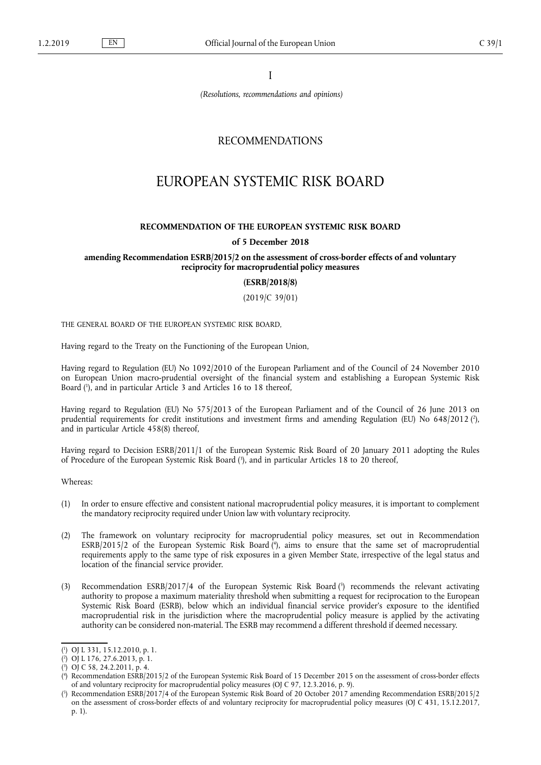I

*(Resolutions, recommendations and opinions)*

## RECOMMENDATIONS

# EUROPEAN SYSTEMIC RISK BOARD

**RECOMMENDATION OF THE EUROPEAN SYSTEMIC RISK BOARD**

**of 5 December 2018**

**amending Recommendation ESRB/2015/2 on the assessment of cross-border effects of and voluntary reciprocity for macroprudential policy measures**

**(ESRB/2018/8)**

(2019/C 39/01)

THE GENERAL BOARD OF THE EUROPEAN SYSTEMIC RISK BOARD,

Having regard to the Treaty on the Functioning of the European Union,

Having regard to Regulation (EU) No 1092/2010 of the European Parliament and of the Council of 24 November 2010 on European Union macro-prudential oversight of the financial system and establishing a European Systemic Risk Board [1], and in particular Article 3 and Articles 16 to 18 thereof,

Having regard to Regulation (EU) No 575/2013 of the European Parliament and of the Council of 26 June 2013 on prudential requirements for credit institutions and investment firms and amending Regulation (EU) No 648/2012 [2], and in particular Article 458(8) thereof,

Having regard to Decision ESRB/2011/1 of the European Systemic Risk Board of 20 January 2011 adopting the Rules of Procedure of the European Systemic Risk Board [3], and in particular Articles 18 to 20 thereof,

Whereas:

(1) In order to ensure effective and consistent national macroprudential policy measures, it is important to complement the mandatory reciprocity required under Union law with voluntary reciprocity.

(2) The framework on voluntary reciprocity for macroprudential policy measures, set out in Recommendation ESRB/2015/2 of the European Systemic Risk Board [4], aims to ensure that the same set of macroprudential requirements apply to the same type of risk exposures in a given Member State, irrespective of the legal status and location of the financial service provider.

(3) Recommendation ESRB/2017/4 of the European Systemic Risk Board [5] recommends the relevant activating authority to propose a maximum materiality threshold when submitting a request for reciprocation to the European Systemic Risk Board (ESRB), below which an individual financial service provider's exposure to the identified macroprudential risk in the jurisdiction where the macroprudential policy measure is applied by the activating authority can be considered non-material. The ESRB may recommend a different threshold if deemed necessary.

---

[1] OJ L 331, 15.12.2010, p. 1.

[2] OJ L 176, 27.6.2013, p. 1.

[3] OJ C 58, 24.2.2011, p. 4.

[4] Recommendation ESRB/2015/2 of the European Systemic Risk Board of 15 December 2015 on the assessment of cross-border effects of and voluntary reciprocity for macroprudential policy measures (OJ C 97, 12.3.2016, p. 9).

[5] Recommendation ESRB/2017/4 of the European Systemic Risk Board of 20 October 2017 amending Recommendation ESRB/2015/2 on the assessment of cross-border effects of and voluntary reciprocity for macroprudential policy measures (OJ C 431, 15.12.2017, p. 1).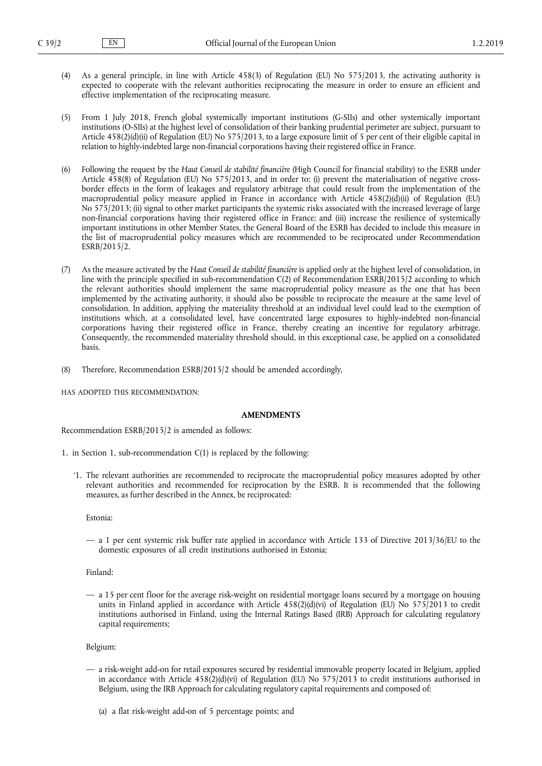(4) As a general principle, in line with Article 458(3) of Regulation (EU) No 575/2013, the activating authority is expected to cooperate with the relevant authorities reciprocating the measure in order to ensure an efficient and effective implementation of the reciprocating measure.

(5) From 1 July 2018, French global systemically important institutions (G-SIIs) and other systemically important institutions (O-SIIs) at the highest level of consolidation of their banking prudential perimeter are subject, pursuant to Article 458(2)(d)(ii) of Regulation (EU) No 575/2013, to a large exposure limit of 5 per cent of their eligible capital in relation to highly-indebted large non-financial corporations having their registered office in France.

(6) Following the request by the *Haut Conseil de stabilité financière* (High Council for financial stability) to the ESRB under Article 458(8) of Regulation (EU) No 575/2013, and in order to: (i) prevent the materialisation of negative cross-border effects in the form of leakages and regulatory arbitrage that could result from the implementation of the macroprudential policy measure applied in France in accordance with Article 458(2)(d)(ii) of Regulation (EU) No 575/2013; (ii) signal to other market participants the systemic risks associated with the increased leverage of large non-financial corporations having their registered office in France; and (iii) increase the resilience of systemically important institutions in other Member States, the General Board of the ESRB has decided to include this measure in the list of macroprudential policy measures which are recommended to be reciprocated under Recommendation ESRB/2015/2.

(7) As the measure activated by the *Haut Conseil de stabilité financière* is applied only at the highest level of consolidation, in line with the principle specified in sub-recommendation C(2) of Recommendation ESRB/2015/2 according to which the relevant authorities should implement the same macroprudential policy measure as the one that has been implemented by the activating authority, it should also be possible to reciprocate the measure at the same level of consolidation. In addition, applying the materiality threshold at an individual level could lead to the exemption of institutions which, at a consolidated level, have concentrated large exposures to highly-indebted non-financial corporations having their registered office in France, thereby creating an incentive for regulatory arbitrage. Consequently, the recommended materiality threshold should, in this exceptional case, be applied on a consolidated basis.

(8) Therefore, Recommendation ESRB/2015/2 should be amended accordingly,

HAS ADOPTED THIS RECOMMENDATION:

**AMENDMENTS**

Recommendation ESRB/2015/2 is amended as follows:

1. in Section 1, sub-recommendation C(1) is replaced by the following:

   '1. The relevant authorities are recommended to reciprocate the macroprudential policy measures adopted by other relevant authorities and recommended for reciprocation by the ESRB. It is recommended that the following measures, as further described in the Annex, be reciprocated:

   Estonia:

   — a 1 per cent systemic risk buffer rate applied in accordance with Article 133 of Directive 2013/36/EU to the domestic exposures of all credit institutions authorised in Estonia;

   Finland:

   — a 15 per cent floor for the average risk-weight on residential mortgage loans secured by a mortgage on housing units in Finland applied in accordance with Article 458(2)(d)(vi) of Regulation (EU) No 575/2013 to credit institutions authorised in Finland, using the Internal Ratings Based (IRB) Approach for calculating regulatory capital requirements;

   Belgium:

   — a risk-weight add-on for retail exposures secured by residential immovable property located in Belgium, applied in accordance with Article 458(2)(d)(vi) of Regulation (EU) No 575/2013 to credit institutions authorised in Belgium, using the IRB Approach for calculating regulatory capital requirements and composed of:

   (a) a flat risk-weight add-on of 5 percentage points; and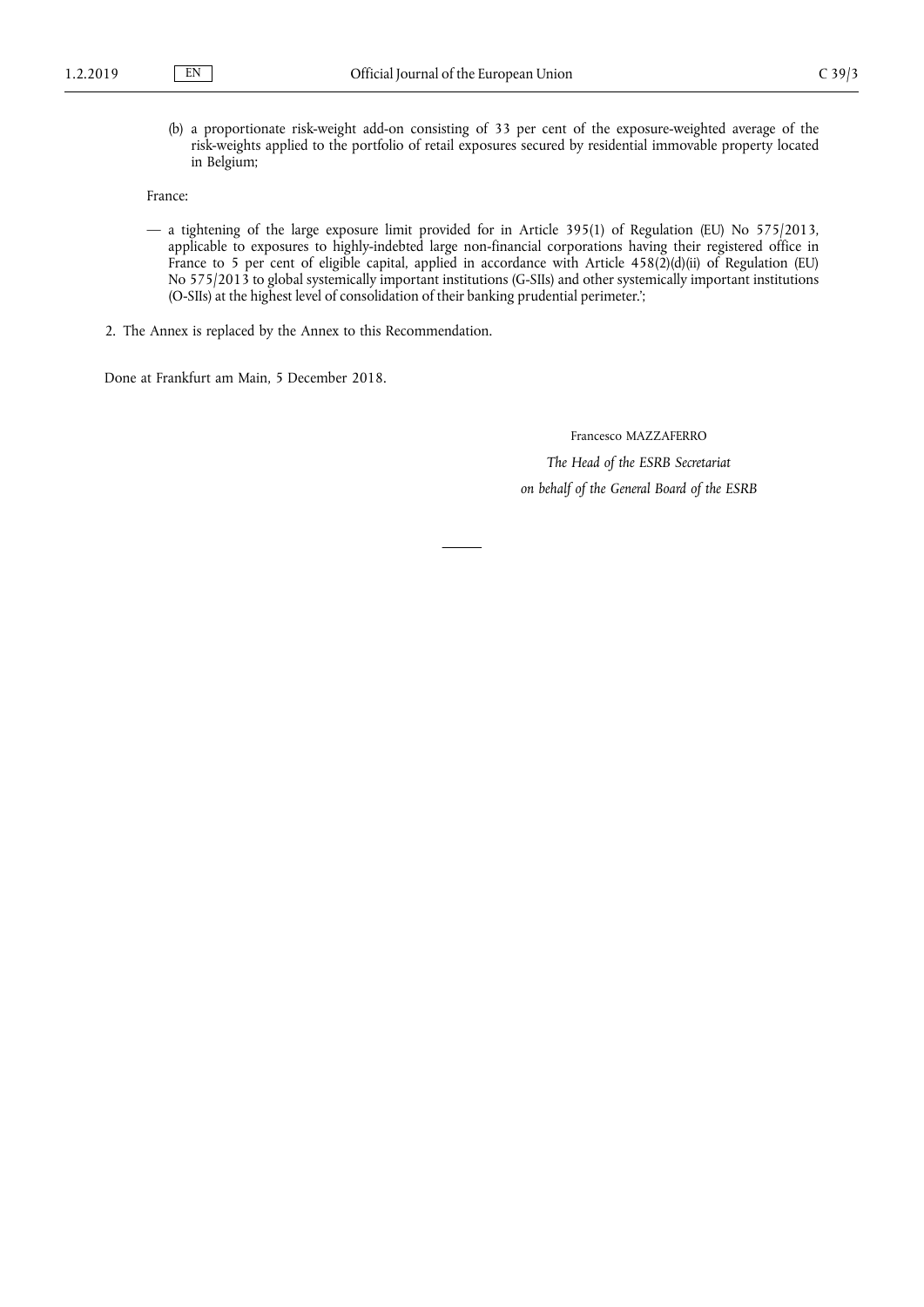(b) a proportionate risk-weight add-on consisting of 33 per cent of the exposure-weighted average of the risk-weights applied to the portfolio of retail exposures secured by residential immovable property located in Belgium;

France:

— a tightening of the large exposure limit provided for in Article 395(1) of Regulation (EU) No 575/2013, applicable to exposures to highly-indebted large non-financial corporations having their registered office in France to 5 per cent of eligible capital, applied in accordance with Article 458(2)(d)(ii) of Regulation (EU) No 575/2013 to global systemically important institutions (G-SIIs) and other systemically important institutions (O-SIIs) at the highest level of consolidation of their banking prudential perimeter.';

2. The Annex is replaced by the Annex to this Recommendation.

Done at Frankfurt am Main, 5 December 2018.

Francesco MAZZAFERRO

*The Head of the ESRB Secretariat*

*on behalf of the General Board of the ESRB*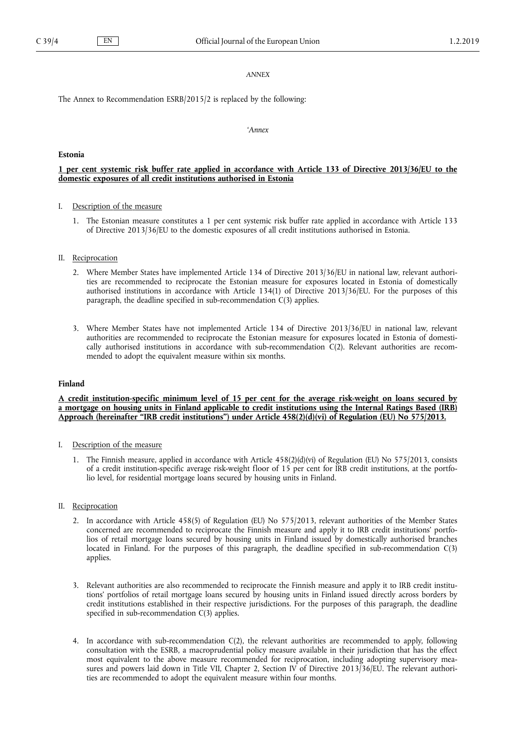*ANNEX*

The Annex to Recommendation ESRB/2015/2 is replaced by the following:

*'Annex*

**Estonia**

**1 per cent systemic risk buffer rate applied in accordance with Article 133 of Directive 2013/36/EU to the domestic exposures of all credit institutions authorised in Estonia**

I. Description of the measure

1. The Estonian measure constitutes a 1 per cent systemic risk buffer rate applied in accordance with Article 133 of Directive 2013/36/EU to the domestic exposures of all credit institutions authorised in Estonia.

II. Reciprocation

2. Where Member States have implemented Article 134 of Directive 2013/36/EU in national law, relevant authorities are recommended to reciprocate the Estonian measure for exposures located in Estonia of domestically authorised institutions in accordance with Article 134(1) of Directive 2013/36/EU. For the purposes of this paragraph, the deadline specified in sub-recommendation C(3) applies.

3. Where Member States have not implemented Article 134 of Directive 2013/36/EU in national law, relevant authorities are recommended to reciprocate the Estonian measure for exposures located in Estonia of domestically authorised institutions in accordance with sub-recommendation C(2). Relevant authorities are recommended to adopt the equivalent measure within six months.

**Finland**

**A credit institution-specific minimum level of 15 per cent for the average risk-weight on loans secured by a mortgage on housing units in Finland applicable to credit institutions using the Internal Ratings Based (IRB) Approach (hereinafter "IRB credit institutions") under Article 458(2)(d)(vi) of Regulation (EU) No 575/2013.**

I. Description of the measure

1. The Finnish measure, applied in accordance with Article 458(2)(d)(vi) of Regulation (EU) No 575/2013, consists of a credit institution-specific average risk-weight floor of 15 per cent for IRB credit institutions, at the portfolio level, for residential mortgage loans secured by housing units in Finland.

II. Reciprocation

2. In accordance with Article 458(5) of Regulation (EU) No 575/2013, relevant authorities of the Member States concerned are recommended to reciprocate the Finnish measure and apply it to IRB credit institutions' portfolios of retail mortgage loans secured by housing units in Finland issued by domestically authorised branches located in Finland. For the purposes of this paragraph, the deadline specified in sub-recommendation C(3) applies.

3. Relevant authorities are also recommended to reciprocate the Finnish measure and apply it to IRB credit institutions' portfolios of retail mortgage loans secured by housing units in Finland issued directly across borders by credit institutions established in their respective jurisdictions. For the purposes of this paragraph, the deadline specified in sub-recommendation C(3) applies.

4. In accordance with sub-recommendation C(2), the relevant authorities are recommended to apply, following consultation with the ESRB, a macroprudential policy measure available in their jurisdiction that has the effect most equivalent to the above measure recommended for reciprocation, including adopting supervisory measures and powers laid down in Title VII, Chapter 2, Section IV of Directive 2013/36/EU. The relevant authorities are recommended to adopt the equivalent measure within four months.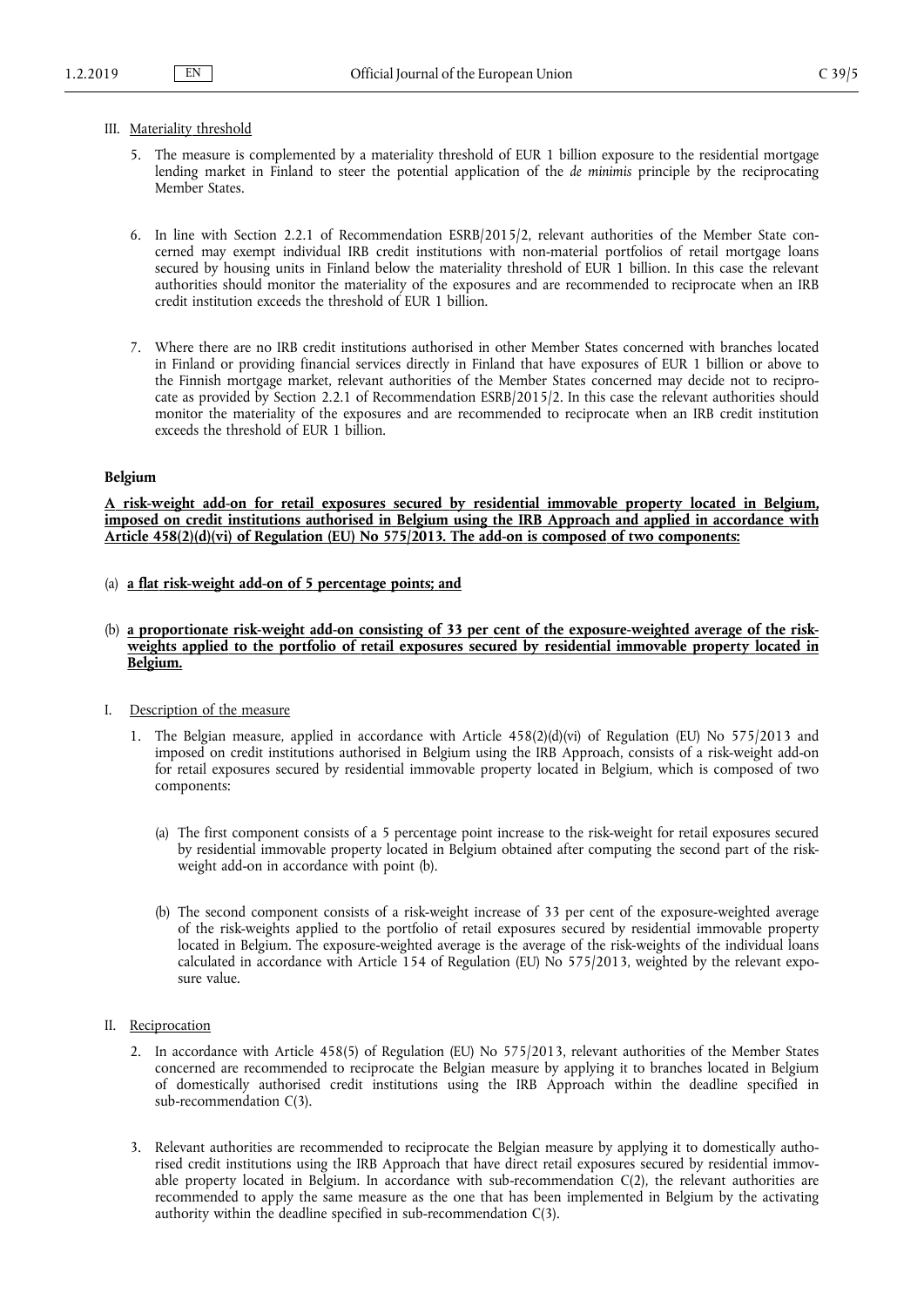III. Materiality threshold

5. The measure is complemented by a materiality threshold of EUR 1 billion exposure to the residential mortgage lending market in Finland to steer the potential application of the *de minimis* principle by the reciprocating Member States.

6. In line with Section 2.2.1 of Recommendation ESRB/2015/2, relevant authorities of the Member State concerned may exempt individual IRB credit institutions with non-material portfolios of retail mortgage loans secured by housing units in Finland below the materiality threshold of EUR 1 billion. In this case the relevant authorities should monitor the materiality of the exposures and are recommended to reciprocate when an IRB credit institution exceeds the threshold of EUR 1 billion.

7. Where there are no IRB credit institutions authorised in other Member States concerned with branches located in Finland or providing financial services directly in Finland that have exposures of EUR 1 billion or above to the Finnish mortgage market, relevant authorities of the Member States concerned may decide not to reciprocate as provided by Section 2.2.1 of Recommendation ESRB/2015/2. In this case the relevant authorities should monitor the materiality of the exposures and are recommended to reciprocate when an IRB credit institution exceeds the threshold of EUR 1 billion.

**Belgium**

**A risk-weight add-on for retail exposures secured by residential immovable property located in Belgium, imposed on credit institutions authorised in Belgium using the IRB Approach and applied in accordance with Article 458(2)(d)(vi) of Regulation (EU) No 575/2013. The add-on is composed of two components:**

(a) **a flat risk-weight add-on of 5 percentage points; and**

(b) **a proportionate risk-weight add-on consisting of 33 per cent of the exposure-weighted average of the risk-weights applied to the portfolio of retail exposures secured by residential immovable property located in Belgium.**

I. Description of the measure

1. The Belgian measure, applied in accordance with Article 458(2)(d)(vi) of Regulation (EU) No 575/2013 and imposed on credit institutions authorised in Belgium using the IRB Approach, consists of a risk-weight add-on for retail exposures secured by residential immovable property located in Belgium, which is composed of two components:

   (a) The first component consists of a 5 percentage point increase to the risk-weight for retail exposures secured by residential immovable property located in Belgium obtained after computing the second part of the risk-weight add-on in accordance with point (b).

   (b) The second component consists of a risk-weight increase of 33 per cent of the exposure-weighted average of the risk-weights applied to the portfolio of retail exposures secured by residential immovable property located in Belgium. The exposure-weighted average is the average of the risk-weights of the individual loans calculated in accordance with Article 154 of Regulation (EU) No 575/2013, weighted by the relevant exposure value.

II. Reciprocation

2. In accordance with Article 458(5) of Regulation (EU) No 575/2013, relevant authorities of the Member States concerned are recommended to reciprocate the Belgian measure by applying it to branches located in Belgium of domestically authorised credit institutions using the IRB Approach within the deadline specified in sub-recommendation C(3).

3. Relevant authorities are recommended to reciprocate the Belgian measure by applying it to domestically authorised credit institutions using the IRB Approach that have direct retail exposures secured by residential immovable property located in Belgium. In accordance with sub-recommendation C(2), the relevant authorities are recommended to apply the same measure as the one that has been implemented in Belgium by the activating authority within the deadline specified in sub-recommendation C(3).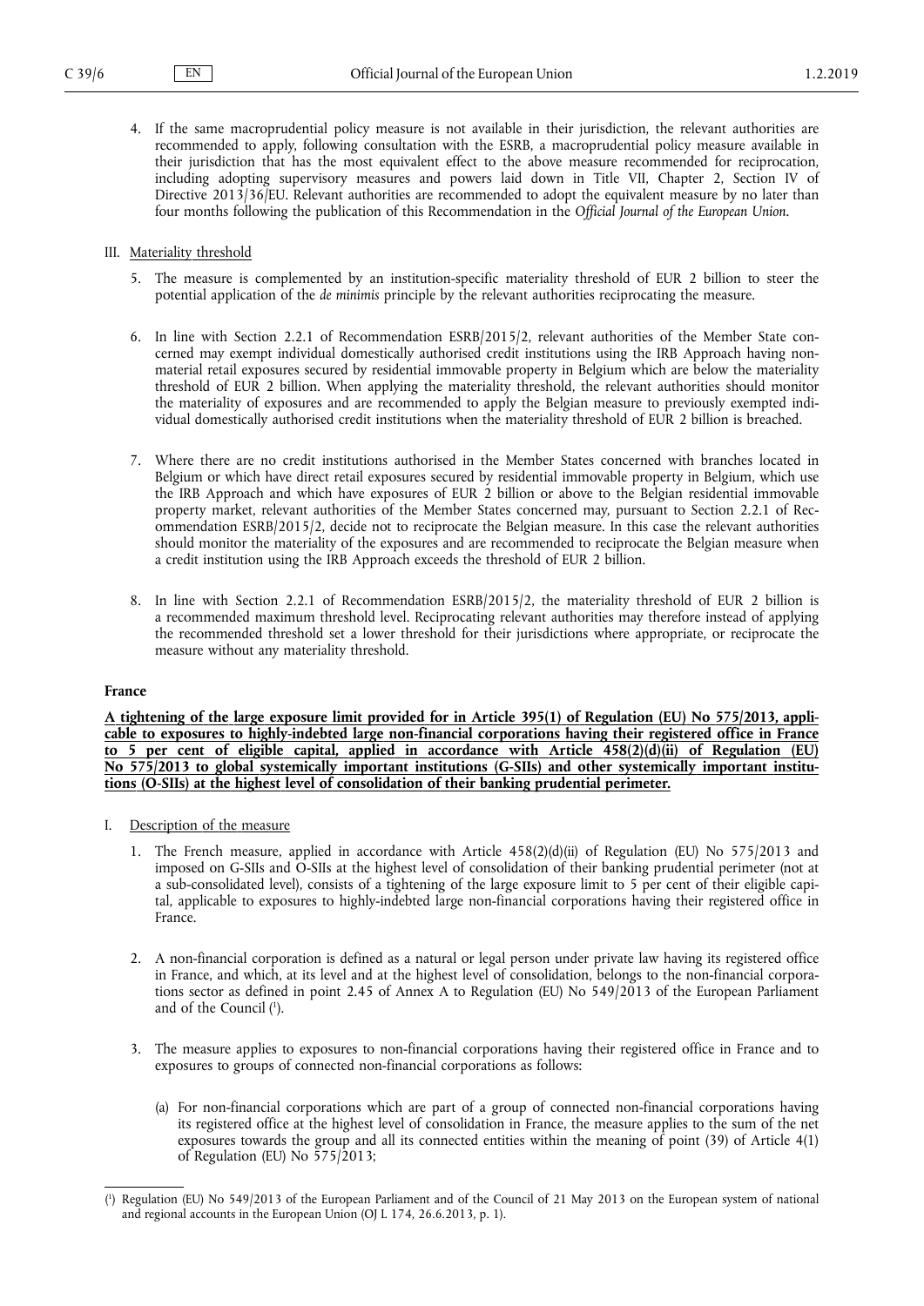4. If the same macroprudential policy measure is not available in their jurisdiction, the relevant authorities are recommended to apply, following consultation with the ESRB, a macroprudential policy measure available in their jurisdiction that has the most equivalent effect to the above measure recommended for reciprocation, including adopting supervisory measures and powers laid down in Title VII, Chapter 2, Section IV of Directive 2013/36/EU. Relevant authorities are recommended to adopt the equivalent measure by no later than four months following the publication of this Recommendation in the *Official Journal of the European Union*.

III. Materiality threshold

5. The measure is complemented by an institution-specific materiality threshold of EUR 2 billion to steer the potential application of the *de minimis* principle by the relevant authorities reciprocating the measure.

6. In line with Section 2.2.1 of Recommendation ESRB/2015/2, relevant authorities of the Member State concerned may exempt individual domestically authorised credit institutions using the IRB Approach having non-material retail exposures secured by residential immovable property in Belgium which are below the materiality threshold of EUR 2 billion. When applying the materiality threshold, the relevant authorities should monitor the materiality of exposures and are recommended to apply the Belgian measure to previously exempted individual domestically authorised credit institutions when the materiality threshold of EUR 2 billion is breached.

7. Where there are no credit institutions authorised in the Member States concerned with branches located in Belgium or which have direct retail exposures secured by residential immovable property in Belgium, which use the IRB Approach and which have exposures of EUR 2 billion or above to the Belgian residential immovable property market, relevant authorities of the Member States concerned may, pursuant to Section 2.2.1 of Recommendation ESRB/2015/2, decide not to reciprocate the Belgian measure. In this case the relevant authorities should monitor the materiality of the exposures and are recommended to reciprocate the Belgian measure when a credit institution using the IRB Approach exceeds the threshold of EUR 2 billion.

8. In line with Section 2.2.1 of Recommendation ESRB/2015/2, the materiality threshold of EUR 2 billion is a recommended maximum threshold level. Reciprocating relevant authorities may therefore instead of applying the recommended threshold set a lower threshold for their jurisdictions where appropriate, or reciprocate the measure without any materiality threshold.

**France**

**A tightening of the large exposure limit provided for in Article 395(1) of Regulation (EU) No 575/2013, applicable to exposures to highly-indebted large non-financial corporations having their registered office in France to 5 per cent of eligible capital, applied in accordance with Article 458(2)(d)(ii) of Regulation (EU) No 575/2013 to global systemically important institutions (G-SIIs) and other systemically important institutions (O-SIIs) at the highest level of consolidation of their banking prudential perimeter.**

I. Description of the measure

1. The French measure, applied in accordance with Article 458(2)(d)(ii) of Regulation (EU) No 575/2013 and imposed on G-SIIs and O-SIIs at the highest level of consolidation of their banking prudential perimeter (not at a sub-consolidated level), consists of a tightening of the large exposure limit to 5 per cent of their eligible capital, applicable to exposures to highly-indebted large non-financial corporations having their registered office in France.

2. A non-financial corporation is defined as a natural or legal person under private law having its registered office in France, and which, at its level and at the highest level of consolidation, belongs to the non-financial corporations sector as defined in point 2.45 of Annex A to Regulation (EU) No 549/2013 of the European Parliament and of the Council [1].

3. The measure applies to exposures to non-financial corporations having their registered office in France and to exposures to groups of connected non-financial corporations as follows:

   (a) For non-financial corporations which are part of a group of connected non-financial corporations having its registered office at the highest level of consolidation in France, the measure applies to the sum of the net exposures towards the group and all its connected entities within the meaning of point (39) of Article 4(1) of Regulation (EU) No 575/2013;

[1] Regulation (EU) No 549/2013 of the European Parliament and of the Council of 21 May 2013 on the European system of national and regional accounts in the European Union (OJ L 174, 26.6.2013, p. 1).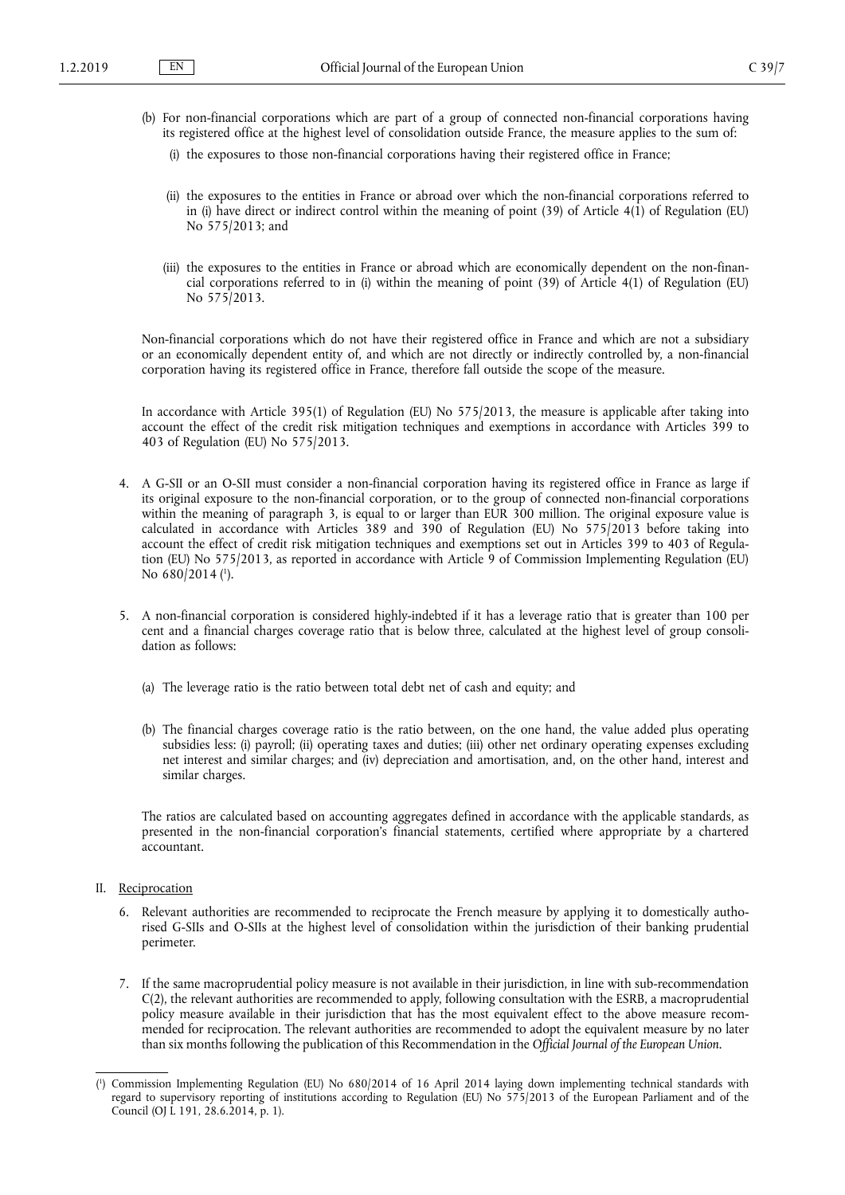(b) For non-financial corporations which are part of a group of connected non-financial corporations having its registered office at the highest level of consolidation outside France, the measure applies to the sum of:

(i) the exposures to those non-financial corporations having their registered office in France;

(ii) the exposures to the entities in France or abroad over which the non-financial corporations referred to in (i) have direct or indirect control within the meaning of point (39) of Article 4(1) of Regulation (EU) No 575/2013; and

(iii) the exposures to the entities in France or abroad which are economically dependent on the non-financial corporations referred to in (i) within the meaning of point (39) of Article 4(1) of Regulation (EU) No 575/2013.

Non-financial corporations which do not have their registered office in France and which are not a subsidiary or an economically dependent entity of, and which are not directly or indirectly controlled by, a non-financial corporation having its registered office in France, therefore fall outside the scope of the measure.

In accordance with Article 395(1) of Regulation (EU) No 575/2013, the measure is applicable after taking into account the effect of the credit risk mitigation techniques and exemptions in accordance with Articles 399 to 403 of Regulation (EU) No 575/2013.

4. A G-SII or an O-SII must consider a non-financial corporation having its registered office in France as large if its original exposure to the non-financial corporation, or to the group of connected non-financial corporations within the meaning of paragraph 3, is equal to or larger than EUR 300 million. The original exposure value is calculated in accordance with Articles 389 and 390 of Regulation (EU) No 575/2013 before taking into account the effect of credit risk mitigation techniques and exemptions set out in Articles 399 to 403 of Regulation (EU) No 575/2013, as reported in accordance with Article 9 of Commission Implementing Regulation (EU) No 680/2014 [1].

5. A non-financial corporation is considered highly-indebted if it has a leverage ratio that is greater than 100 per cent and a financial charges coverage ratio that is below three, calculated at the highest level of group consolidation as follows:

(a) The leverage ratio is the ratio between total debt net of cash and equity; and

(b) The financial charges coverage ratio is the ratio between, on the one hand, the value added plus operating subsidies less: (i) payroll; (ii) operating taxes and duties; (iii) other net ordinary operating expenses excluding net interest and similar charges; and (iv) depreciation and amortisation, and, on the other hand, interest and similar charges.

The ratios are calculated based on accounting aggregates defined in accordance with the applicable standards, as presented in the non-financial corporation's financial statements, certified where appropriate by a chartered accountant.

II. Reciprocation

6. Relevant authorities are recommended to reciprocate the French measure by applying it to domestically authorised G-SIIs and O-SIIs at the highest level of consolidation within the jurisdiction of their banking prudential perimeter.

7. If the same macroprudential policy measure is not available in their jurisdiction, in line with sub-recommendation C(2), the relevant authorities are recommended to apply, following consultation with the ESRB, a macroprudential policy measure available in their jurisdiction that has the most equivalent effect to the above measure recommended for reciprocation. The relevant authorities are recommended to adopt the equivalent measure by no later than six months following the publication of this Recommendation in the *Official Journal of the European Union*.

---

[1] Commission Implementing Regulation (EU) No 680/2014 of 16 April 2014 laying down implementing technical standards with regard to supervisory reporting of institutions according to Regulation (EU) No 575/2013 of the European Parliament and of the Council (OJ L 191, 28.6.2014, p. 1).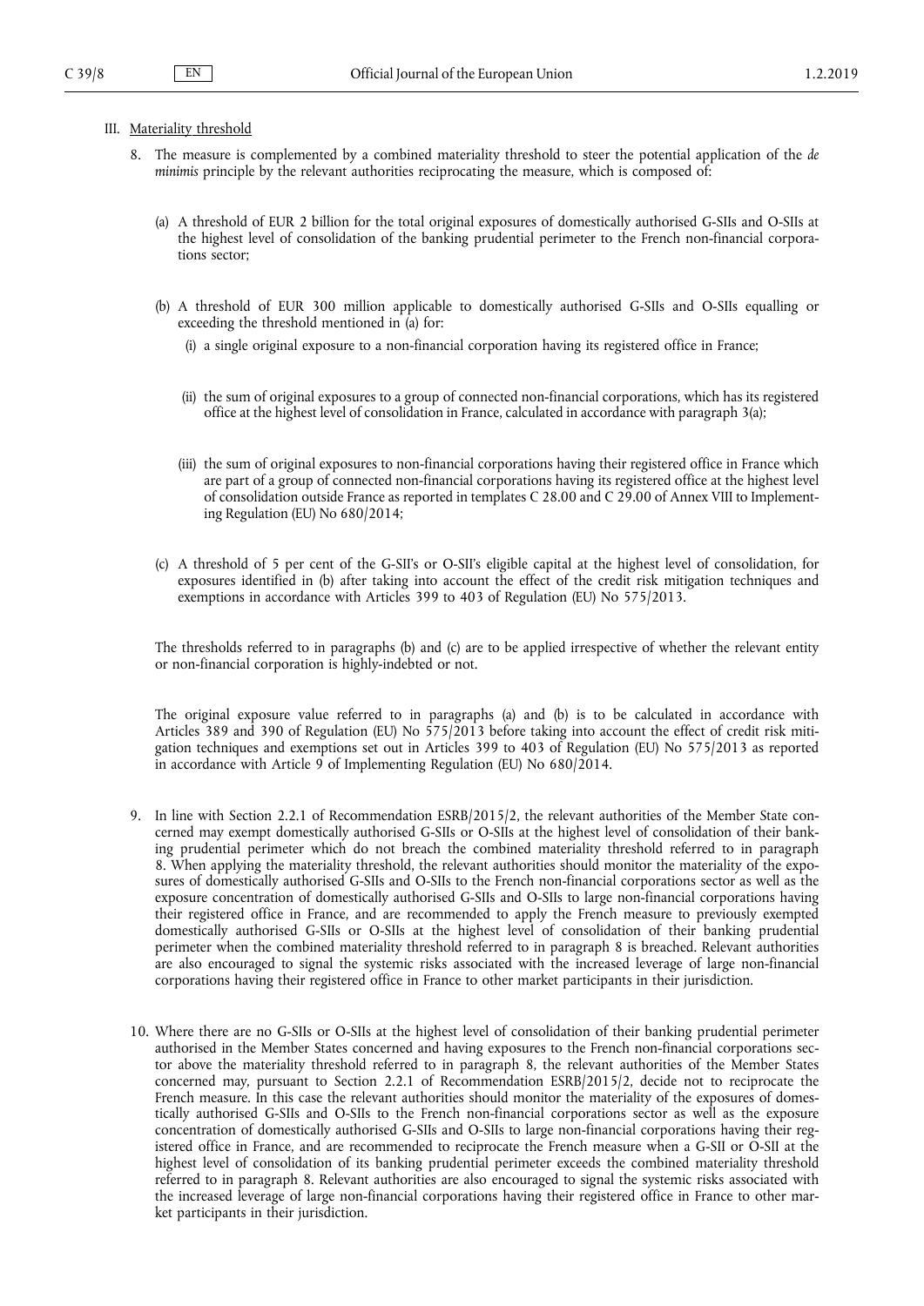III. Materiality threshold

8. The measure is complemented by a combined materiality threshold to steer the potential application of the *de minimis* principle by the relevant authorities reciprocating the measure, which is composed of:

   (a) A threshold of EUR 2 billion for the total original exposures of domestically authorised G-SIIs and O-SIIs at the highest level of consolidation of the banking prudential perimeter to the French non-financial corporations sector;

   (b) A threshold of EUR 300 million applicable to domestically authorised G-SIIs and O-SIIs equalling or exceeding the threshold mentioned in (a) for:

      (i) a single original exposure to a non-financial corporation having its registered office in France;

      (ii) the sum of original exposures to a group of connected non-financial corporations, which has its registered office at the highest level of consolidation in France, calculated in accordance with paragraph 3(a);

      (iii) the sum of original exposures to non-financial corporations having their registered office in France which are part of a group of connected non-financial corporations having its registered office at the highest level of consolidation outside France as reported in templates C 28.00 and C 29.00 of Annex VIII to Implementing Regulation (EU) No 680/2014;

   (c) A threshold of 5 per cent of the G-SII's or O-SII's eligible capital at the highest level of consolidation, for exposures identified in (b) after taking into account the effect of the credit risk mitigation techniques and exemptions in accordance with Articles 399 to 403 of Regulation (EU) No 575/2013.

   The thresholds referred to in paragraphs (b) and (c) are to be applied irrespective of whether the relevant entity or non-financial corporation is highly-indebted or not.

   The original exposure value referred to in paragraphs (a) and (b) is to be calculated in accordance with Articles 389 and 390 of Regulation (EU) No 575/2013 before taking into account the effect of credit risk mitigation techniques and exemptions set out in Articles 399 to 403 of Regulation (EU) No 575/2013 as reported in accordance with Article 9 of Implementing Regulation (EU) No 680/2014.

9. In line with Section 2.2.1 of Recommendation ESRB/2015/2, the relevant authorities of the Member State concerned may exempt domestically authorised G-SIIs or O-SIIs at the highest level of consolidation of their banking prudential perimeter which do not breach the combined materiality threshold referred to in paragraph 8. When applying the materiality threshold, the relevant authorities should monitor the materiality of the exposures of domestically authorised G-SIIs and O-SIIs to the French non-financial corporations sector as well as the exposure concentration of domestically authorised G-SIIs and O-SIIs to large non-financial corporations having their registered office in France, and are recommended to apply the French measure to previously exempted domestically authorised G-SIIs or O-SIIs at the highest level of consolidation of their banking prudential perimeter when the combined materiality threshold referred to in paragraph 8 is breached. Relevant authorities are also encouraged to signal the systemic risks associated with the increased leverage of large non-financial corporations having their registered office in France to other market participants in their jurisdiction.

10. Where there are no G-SIIs or O-SIIs at the highest level of consolidation of their banking prudential perimeter authorised in the Member States concerned and having exposures to the French non-financial corporations sector above the materiality threshold referred to in paragraph 8, the relevant authorities of the Member States concerned may, pursuant to Section 2.2.1 of Recommendation ESRB/2015/2, decide not to reciprocate the French measure. In this case the relevant authorities should monitor the materiality of the exposures of domestically authorised G-SIIs and O-SIIs to the French non-financial corporations sector as well as the exposure concentration of domestically authorised G-SIIs and O-SIIs to large non-financial corporations having their registered office in France, and are recommended to reciprocate the French measure when a G-SII or O-SII at the highest level of consolidation of its banking prudential perimeter exceeds the combined materiality threshold referred to in paragraph 8. Relevant authorities are also encouraged to signal the systemic risks associated with the increased leverage of large non-financial corporations having their registered office in France to other market participants in their jurisdiction.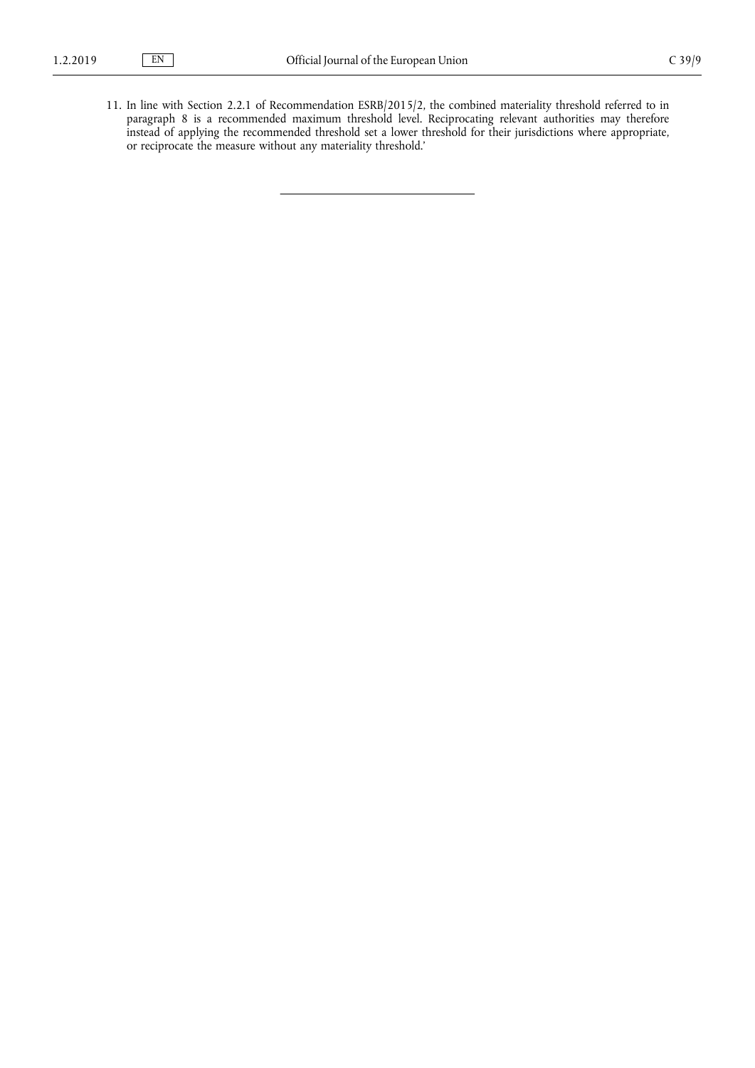11. In line with Section 2.2.1 of Recommendation ESRB/2015/2, the combined materiality threshold referred to in paragraph 8 is a recommended maximum threshold level. Reciprocating relevant authorities may therefore instead of applying the recommended threshold set a lower threshold for their jurisdictions where appropriate, or reciprocate the measure without any materiality threshold.'